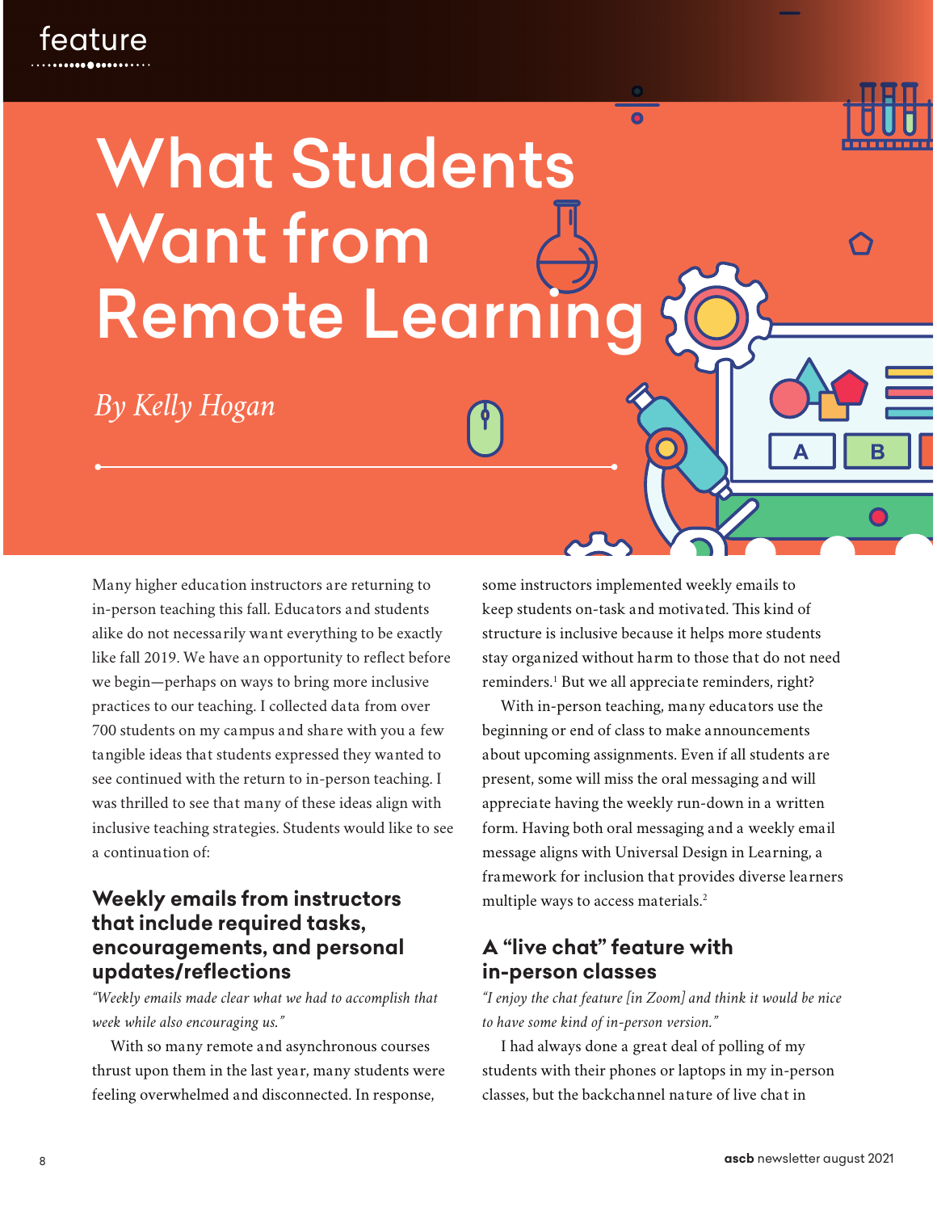# What Students Want from Remote Learning

*By Kelly Hogan*

Many higher education instructors are returning to in-person teaching this fall. Educators and students alike do not necessarily want everything to be exactly like fall 2019. We have an opportunity to reflect before we begin—perhaps on ways to bring more inclusive practices to our teaching. I collected data from over 700 students on my campus and share with you a few tangible ideas that students expressed they wanted to see continued with the return to in-person teaching. I was thrilled to see that many of these ideas align with inclusive teaching strategies. Students would like to see a continuation of:

## Weekly emails from instructors that include required tasks, encouragements, and personal updates/reflections

*"Weekly emails made clear what we had to accomplish that week while also encouraging us."*

With so many remote and asynchronous courses thrust upon them in the last year, many students were feeling overwhelmed and disconnected. In response, some instructors implemented weekly emails to keep students on-task and motivated. This kind of structure is inclusive because it helps more students stay organized without harm to those that do not need reminders.[1] But we all appreciate reminders, right?

With in-person teaching, many educators use the beginning or end of class to make announcements about upcoming assignments. Even if all students are present, some will miss the oral messaging and will appreciate having the weekly run-down in a written form. Having both oral messaging and a weekly email message aligns with Universal Design in Learning, a framework for inclusion that provides diverse learners multiple ways to access materials.[2]

## A "live chat" feature with in-person classes

*"I enjoy the chat feature [in Zoom] and think it would be nice to have some kind of in-person version."*

I had always done a great deal of polling of my students with their phones or laptops in my in-person classes, but the backchannel nature of live chat in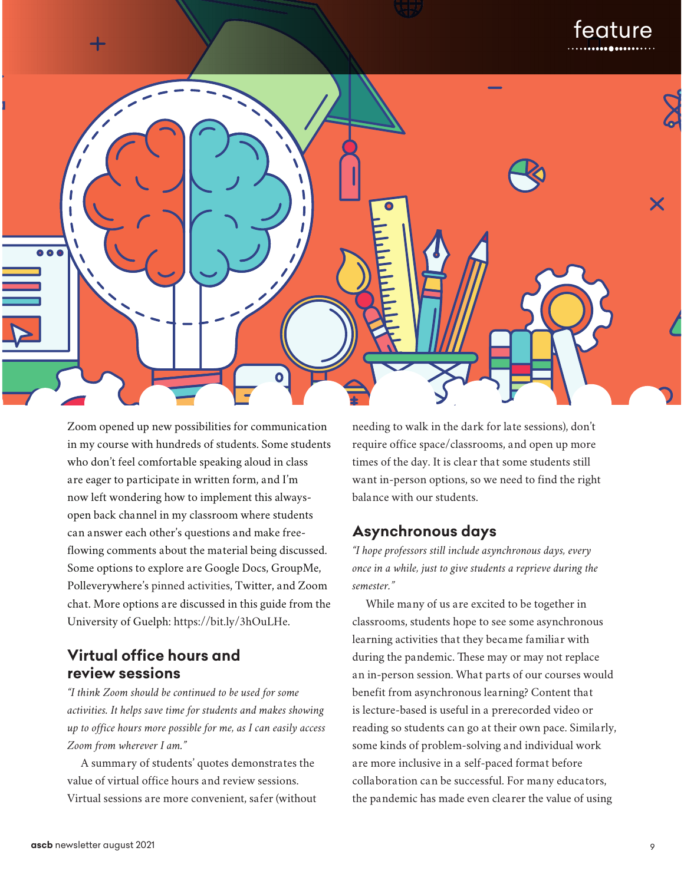Zoom opened up new possibilities for communication in my course with hundreds of students. Some students who don't feel comfortable speaking aloud in class are eager to participate in written form, and I'm now left wondering how to implement this always-open back channel in my classroom where students can answer each other's questions and make free-flowing comments about the material being discussed. Some options to explore are Google Docs, GroupMe, Polleverywhere's pinned activities, Twitter, and Zoom chat. More options are discussed in this guide from the University of Guelph: https://bit.ly/3hOuLHe.

## Virtual office hours and review sessions

*"I think Zoom should be continued to be used for some activities. It helps save time for students and makes showing up to office hours more possible for me, as I can easily access Zoom from wherever I am."*

A summary of students' quotes demonstrates the value of virtual office hours and review sessions. Virtual sessions are more convenient, safer (without needing to walk in the dark for late sessions), don't require office space/classrooms, and open up more times of the day. It is clear that some students still want in-person options, so we need to find the right balance with our students.

## Asynchronous days

*"I hope professors still include asynchronous days, every once in a while, just to give students a reprieve during the semester."*

While many of us are excited to be together in classrooms, students hope to see some asynchronous learning activities that they became familiar with during the pandemic. These may or may not replace an in-person session. What parts of our courses would benefit from asynchronous learning? Content that is lecture-based is useful in a prerecorded video or reading so students can go at their own pace. Similarly, some kinds of problem-solving and individual work are more inclusive in a self-paced format before collaboration can be successful. For many educators, the pandemic has made even clearer the value of using